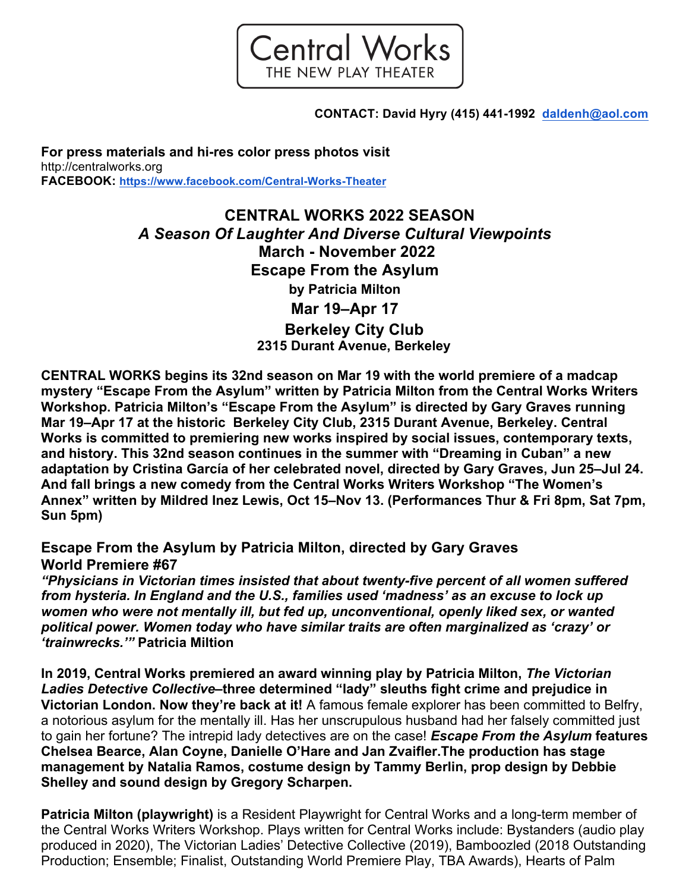# Central Works
THE NEW PLAY THEATER

**CONTACT: David Hyry (415) 441-1992 daldenh@aol.com**

**For press materials and hi-res color press photos visit**
http://centralworks.org
**FACEBOOK: https://www.facebook.com/Central-Works-Theater**

## CENTRAL WORKS 2022 SEASON
### *A Season Of Laughter And Diverse Cultural Viewpoints*
### March - November 2022
### Escape From the Asylum
**by Patricia Milton**
### Mar 19–Apr 17
### Berkeley City Club
**2315 Durant Avenue, Berkeley**

**CENTRAL WORKS begins its 32nd season on Mar 19 with the world premiere of a madcap mystery "Escape From the Asylum" written by Patricia Milton from the Central Works Writers Workshop. Patricia Milton's "Escape From the Asylum" is directed by Gary Graves running Mar 19–Apr 17 at the historic Berkeley City Club, 2315 Durant Avenue, Berkeley. Central Works is committed to premiering new works inspired by social issues, contemporary texts, and history. This 32nd season continues in the summer with "Dreaming in Cuban" a new adaptation by Cristina García of her celebrated novel, directed by Gary Graves, Jun 25–Jul 24. And fall brings a new comedy from the Central Works Writers Workshop "The Women's Annex" written by Mildred Inez Lewis, Oct 15–Nov 13. (Performances Thur & Fri 8pm, Sat 7pm, Sun 5pm)**

### Escape From the Asylum by Patricia Milton, directed by Gary Graves
### World Premiere #67

***"Physicians in Victorian times insisted that about twenty-five percent of all women suffered from hysteria. In England and the U.S., families used 'madness' as an excuse to lock up women who were not mentally ill, but fed up, unconventional, openly liked sex, or wanted political power. Women today who have similar traits are often marginalized as 'crazy' or 'trainwrecks.'"*** **Patricia Miltion**

**In 2019, Central Works premiered an award winning play by Patricia Milton, *The Victorian Ladies Detective Collective*–three determined "lady" sleuths fight crime and prejudice in Victorian London. Now they're back at it!** A famous female explorer has been committed to Belfry, a notorious asylum for the mentally ill. Has her unscrupulous husband had her falsely committed just to gain her fortune? The intrepid lady detectives are on the case! ***Escape From the Asylum*** **features Chelsea Bearce, Alan Coyne, Danielle O'Hare and Jan Zvaifler.The production has stage management by Natalia Ramos, costume design by Tammy Berlin, prop design by Debbie Shelley and sound design by Gregory Scharpen.**

**Patricia Milton (playwright)** is a Resident Playwright for Central Works and a long-term member of the Central Works Writers Workshop. Plays written for Central Works include: Bystanders (audio play produced in 2020), The Victorian Ladies' Detective Collective (2019), Bamboozled (2018 Outstanding Production; Ensemble; Finalist, Outstanding World Premiere Play, TBA Awards), Hearts of Palm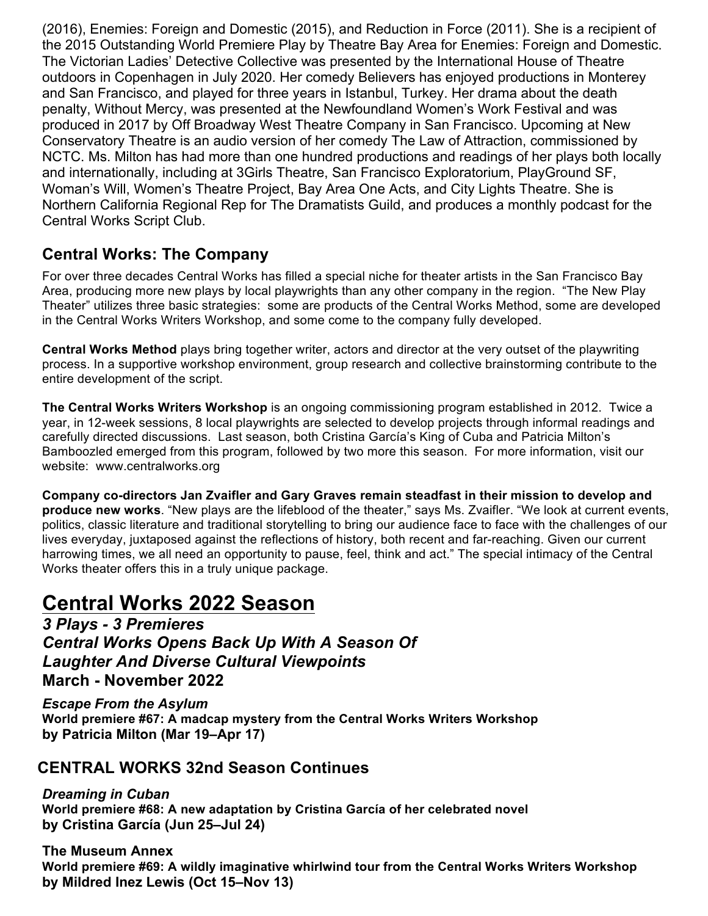(2016), Enemies: Foreign and Domestic (2015), and Reduction in Force (2011). She is a recipient of the 2015 Outstanding World Premiere Play by Theatre Bay Area for Enemies: Foreign and Domestic. The Victorian Ladies' Detective Collective was presented by the International House of Theatre outdoors in Copenhagen in July 2020. Her comedy Believers has enjoyed productions in Monterey and San Francisco, and played for three years in Istanbul, Turkey. Her drama about the death penalty, Without Mercy, was presented at the Newfoundland Women's Work Festival and was produced in 2017 by Off Broadway West Theatre Company in San Francisco. Upcoming at New Conservatory Theatre is an audio version of her comedy The Law of Attraction, commissioned by NCTC. Ms. Milton has had more than one hundred productions and readings of her plays both locally and internationally, including at 3Girls Theatre, San Francisco Exploratorium, PlayGround SF, Woman's Will, Women's Theatre Project, Bay Area One Acts, and City Lights Theatre. She is Northern California Regional Rep for The Dramatists Guild, and produces a monthly podcast for the Central Works Script Club.

### Central Works: The Company

For over three decades Central Works has filled a special niche for theater artists in the San Francisco Bay Area, producing more new plays by local playwrights than any other company in the region. "The New Play Theater" utilizes three basic strategies: some are products of the Central Works Method, some are developed in the Central Works Writers Workshop, and some come to the company fully developed.

**Central Works Method** plays bring together writer, actors and director at the very outset of the playwriting process. In a supportive workshop environment, group research and collective brainstorming contribute to the entire development of the script.

**The Central Works Writers Workshop** is an ongoing commissioning program established in 2012. Twice a year, in 12-week sessions, 8 local playwrights are selected to develop projects through informal readings and carefully directed discussions. Last season, both Cristina García's King of Cuba and Patricia Milton's Bamboozled emerged from this program, followed by two more this season. For more information, visit our website: www.centralworks.org

**Company co-directors Jan Zvaifler and Gary Graves remain steadfast in their mission to develop and produce new works**. "New plays are the lifeblood of the theater," says Ms. Zvaifler. "We look at current events, politics, classic literature and traditional storytelling to bring our audience face to face with the challenges of our lives everyday, juxtaposed against the reflections of history, both recent and far-reaching. Given our current harrowing times, we all need an opportunity to pause, feel, think and act." The special intimacy of the Central Works theater offers this in a truly unique package.

## Central Works 2022 Season

***3 Plays - 3 Premieres***
***Central Works Opens Back Up With A Season Of Laughter And Diverse Cultural Viewpoints***
**March - November 2022**

***Escape From the Asylum***
**World premiere #67: A madcap mystery from the Central Works Writers Workshop by Patricia Milton (Mar 19–Apr 17)**

### CENTRAL WORKS 32nd Season Continues

***Dreaming in Cuban***
**World premiere #68: A new adaptation by Cristina García of her celebrated novel by Cristina García (Jun 25–Jul 24)**

**The Museum Annex**
**World premiere #69: A wildly imaginative whirlwind tour from the Central Works Writers Workshop by Mildred Inez Lewis (Oct 15–Nov 13)**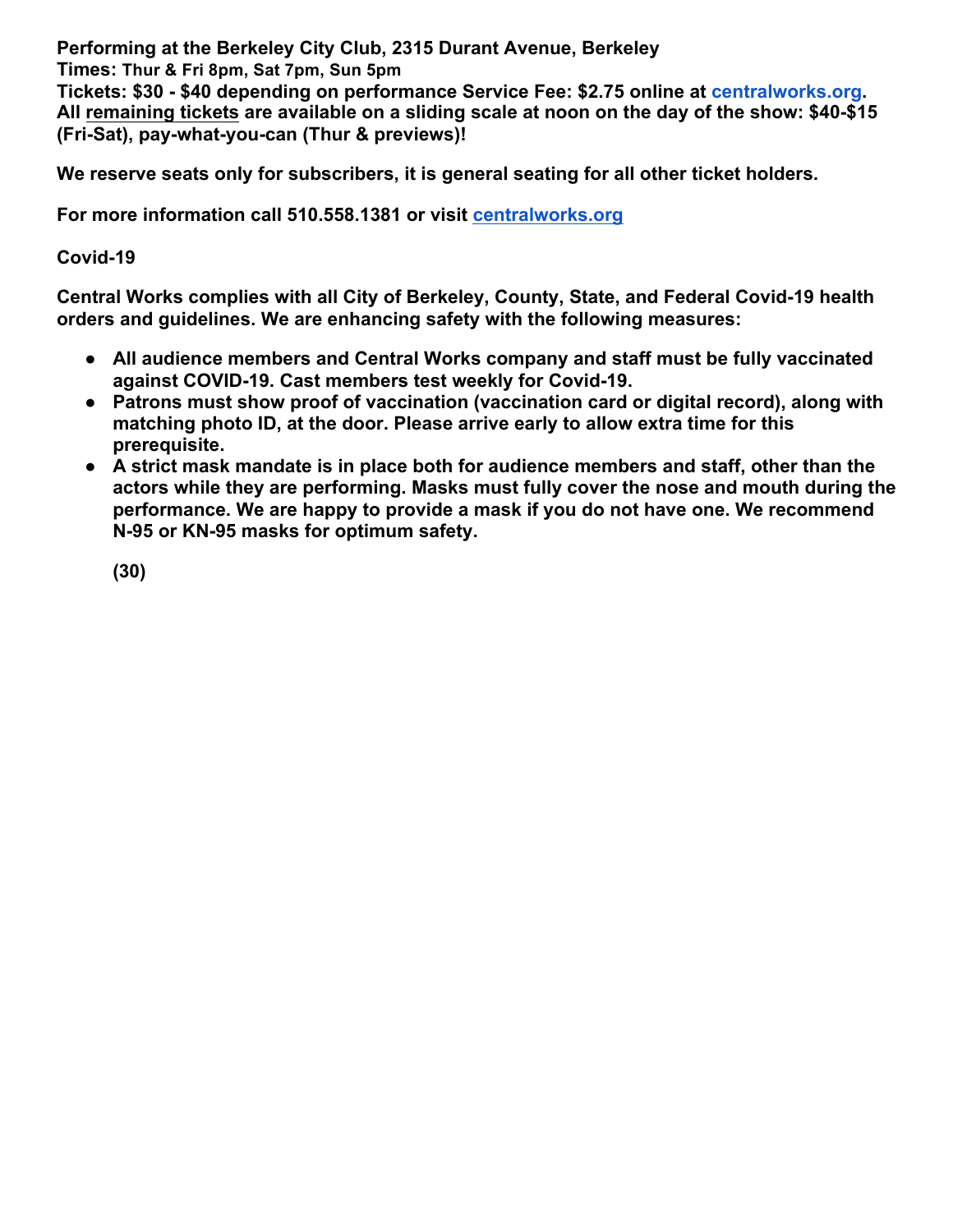**Performing at the Berkeley City Club, 2315 Durant Avenue, Berkeley**
**Times: Thur & Fri 8pm, Sat 7pm, Sun 5pm**
**Tickets: $30 - $40 depending on performance Service Fee: $2.75 online at centralworks.org. All remaining tickets are available on a sliding scale at noon on the day of the show: $40-$15 (Fri-Sat), pay-what-you-can (Thur & previews)!**

**We reserve seats only for subscribers, it is general seating for all other ticket holders.**

**For more information call 510.558.1381 or visit centralworks.org**

**Covid-19**

**Central Works complies with all City of Berkeley, County, State, and Federal Covid-19 health orders and guidelines. We are enhancing safety with the following measures:**

- **All audience members and Central Works company and staff must be fully vaccinated against COVID-19. Cast members test weekly for Covid-19.**
- **Patrons must show proof of vaccination (vaccination card or digital record), along with matching photo ID, at the door. Please arrive early to allow extra time for this prerequisite.**
- **A strict mask mandate is in place both for audience members and staff, other than the actors while they are performing. Masks must fully cover the nose and mouth during the performance. We are happy to provide a mask if you do not have one. We recommend N-95 or KN-95 masks for optimum safety.**

**(30)**